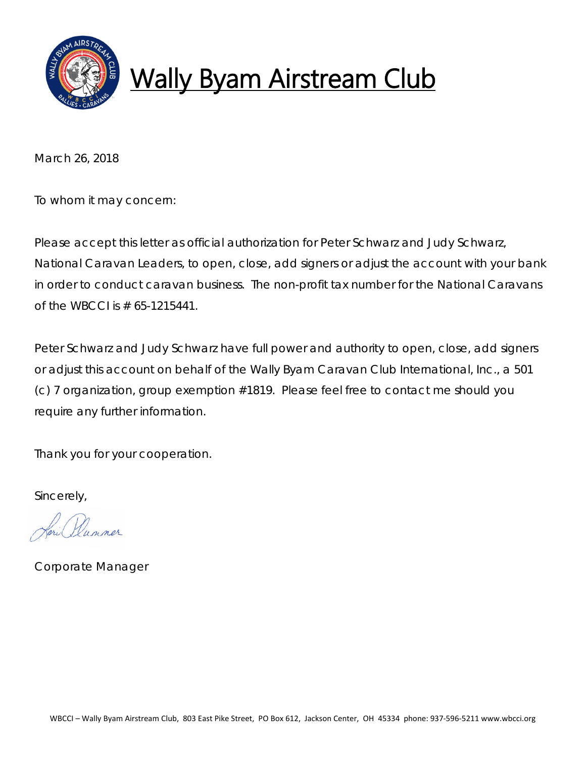# Wally Byam Airstream Club

March 26, 2018

To whom it may concern:

Please accept this letter as official authorization for Peter Schwarz and Judy Schwarz, National Caravan Leaders, to open, close, add signers or adjust the account with your bank in order to conduct caravan business. The non-profit tax number for the National Caravans of the WBCCI is # 65-1215441.

Peter Schwarz and Judy Schwarz have full power and authority to open, close, add signers or adjust this account on behalf of the Wally Byam Caravan Club International, Inc., a 501 (c) 7 organization, group exemption #1819. Please feel free to contact me should you require any further information.

Thank you for your cooperation.

Sincerely,

Lori Plummer

Corporate Manager

WBCCI – Wally Byam Airstream Club, 803 East Pike Street, PO Box 612, Jackson Center, OH 45334 phone: 937-596-5211 www.wbcci.org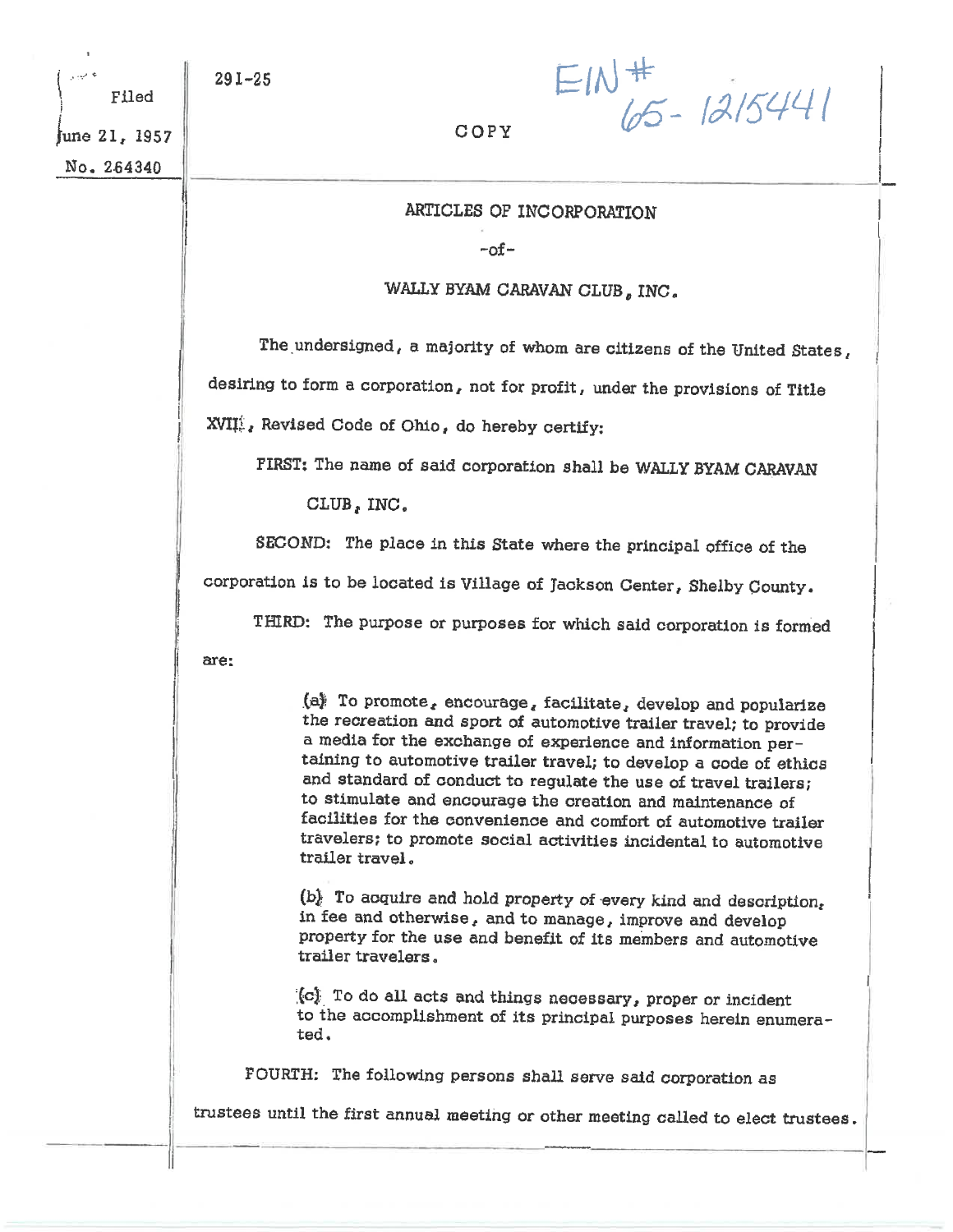Filed

June 21, 1957

No. 264340

291-25

COPY

EIN # 65-1215441

# ARTICLES OF INCORPORATION

-of-

WALLY BYAM CARAVAN CLUB, INC.

The undersigned, a majority of whom are citizens of the United States, desiring to form a corporation, not for profit, under the provisions of Title XVII, Revised Code of Ohio, do hereby certify:

FIRST: The name of said corporation shall be WALLY BYAM CARAVAN CLUB, INC.

SECOND: The place in this State where the principal office of the corporation is to be located is Village of Jackson Center, Shelby County.

THIRD: The purpose or purposes for which said corporation is formed are:

> (a) To promote, encourage, facilitate, develop and popularize the recreation and sport of automotive trailer travel; to provide a media for the exchange of experience and information pertaining to automotive trailer travel; to develop a code of ethics and standard of conduct to regulate the use of travel trailers; to stimulate and encourage the creation and maintenance of facilities for the convenience and comfort of automotive trailer travelers; to promote social activities incidental to automotive trailer travel.
>
> (b) To acquire and hold property of every kind and description, in fee and otherwise, and to manage, improve and develop property for the use and benefit of its members and automotive trailer travelers.
>
> (c) To do all acts and things necessary, proper or incident to the accomplishment of its principal purposes herein enumerated.

FOURTH: The following persons shall serve said corporation as trustees until the first annual meeting or other meeting called to elect trustees.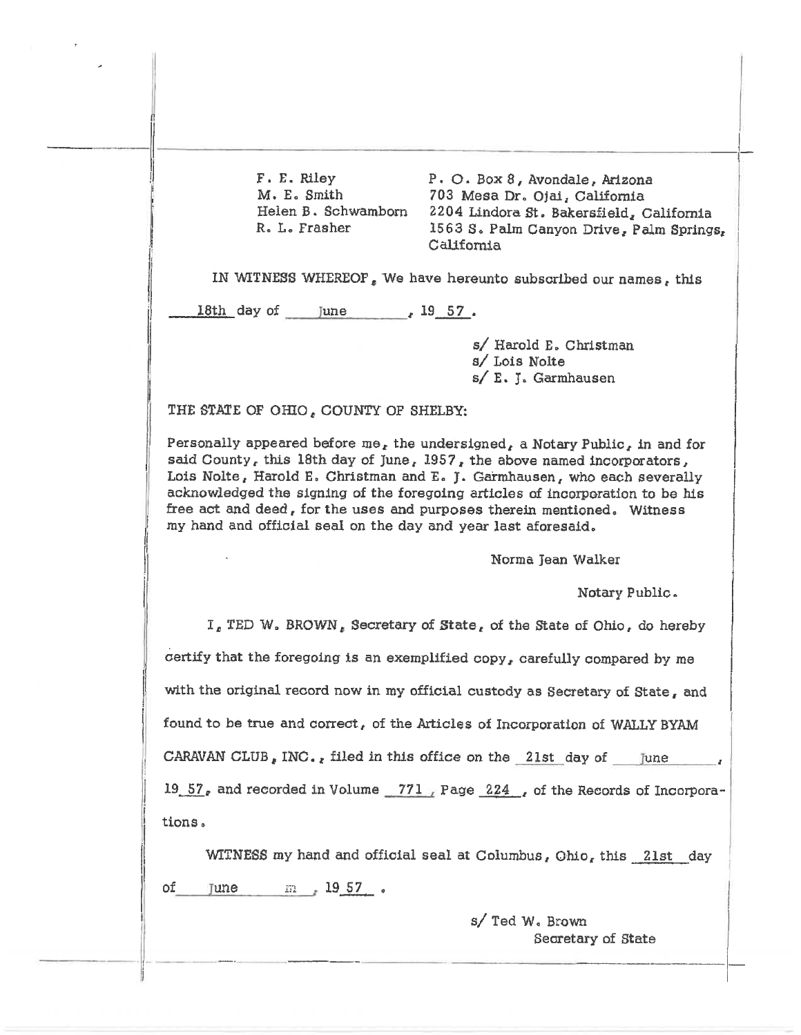| | |
|---|---|
| F. E. Riley | P. O. Box 8, Avondale, Arizona |
| M. E. Smith | 703 Mesa Dr. Ojai, California |
| Helen B. Schwamborn | 2204 Lindora St. Bakersfield, California |
| R. L. Frasher | 1563 S. Palm Canyon Drive, Palm Springs, California |

IN WITNESS WHEREOF, We have hereunto subscribed our names, this 18th day of June, 19 57.

s/ Harold E. Christman
s/ Lois Nolte
s/ E. J. Garmhausen

THE STATE OF OHIO, COUNTY OF SHELBY:

Personally appeared before me, the undersigned, a Notary Public, in and for said County, this 18th day of June, 1957, the above named incorporators, Lois Nolte, Harold E. Christman and E. J. Garmhausen, who each severally acknowledged the signing of the foregoing articles of incorporation to be his free act and deed, for the uses and purposes therein mentioned. Witness my hand and official seal on the day and year last aforesaid.

Norma Jean Walker

Notary Public.

I, TED W. BROWN, Secretary of State, of the State of Ohio, do hereby certify that the foregoing is an exemplified copy, carefully compared by me with the original record now in my official custody as Secretary of State, and found to be true and correct, of the Articles of Incorporation of WALLY BYAM CARAVAN CLUB, INC., filed in this office on the 21st day of June, 19 57, and recorded in Volume 771, Page 224, of the Records of Incorporations.

WITNESS my hand and official seal at Columbus, Ohio, this 21st day of June, 19 57.

s/ Ted W. Brown
Secretary of State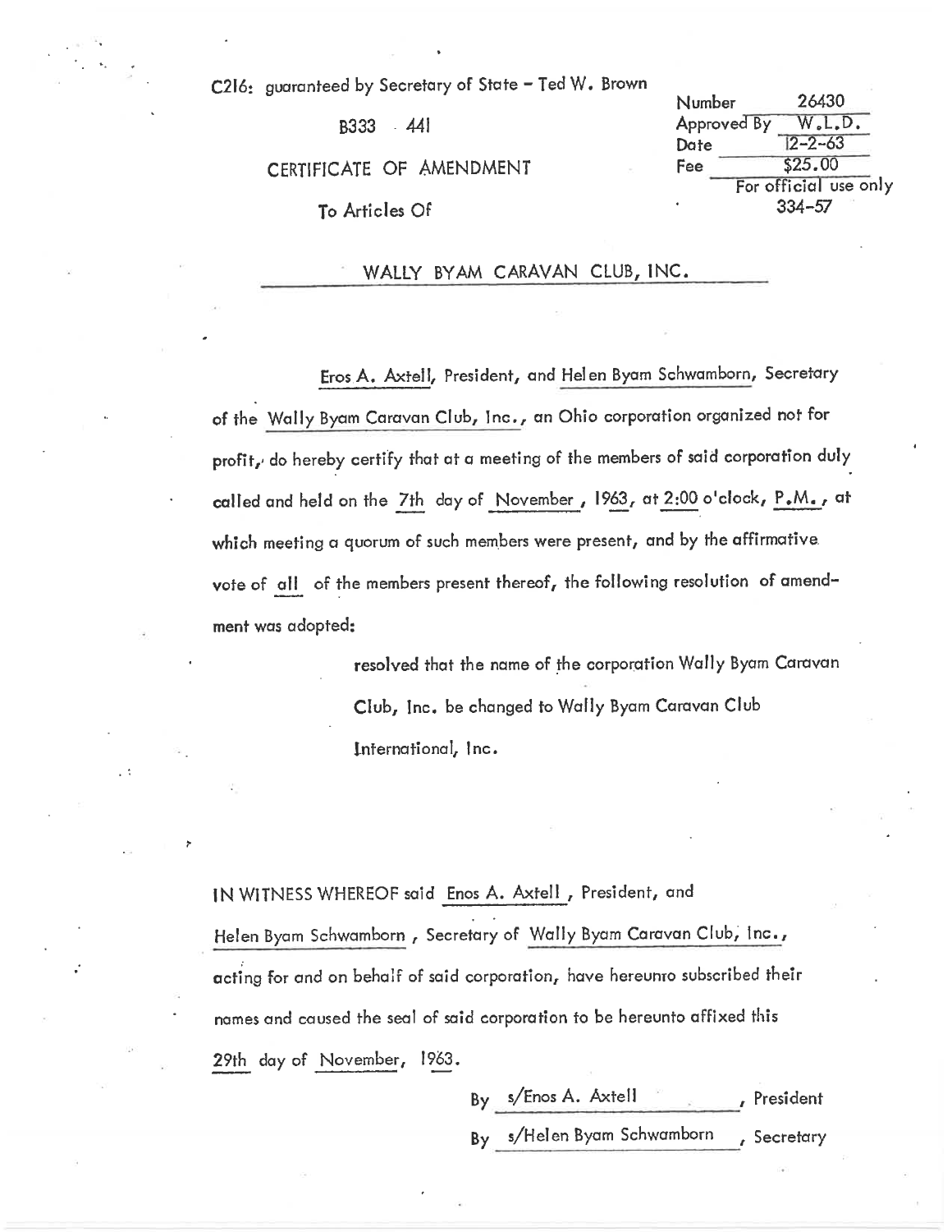C216: guaranteed by Secretary of State – Ted W. Brown

B333 · 441

| Number | 26430 |
|---|---|
| Approved By | W.L.D. |
| Date | 12-2-63 |
| Fee | $25.00 |
| | For official use only |
| | 334-57 |

CERTIFICATE OF AMENDMENT

To Articles Of

WALLY BYAM CARAVAN CLUB, INC.

Eros A. Axtell, President, and Helen Byam Schwamborn, Secretary of the Wally Byam Caravan Club, Inc., an Ohio corporation organized not for profit, do hereby certify that at a meeting of the members of said corporation duly called and held on the 7th day of November, 1963, at 2:00 o'clock, P.M., at which meeting a quorum of such members were present, and by the affirmative vote of all of the members present thereof, the following resolution of amendment was adopted:

> resolved that the name of the corporation Wally Byam Caravan Club, Inc. be changed to Wally Byam Caravan Club International, Inc.

IN WITNESS WHEREOF said Enos A. Axtell, President, and Helen Byam Schwamborn, Secretary of Wally Byam Caravan Club, Inc., acting for and on behalf of said corporation, have hereunro subscribed their names and caused the seal of said corporation to be hereunto affixed this 29th day of November, 1963.

By s/Enos A. Axtell, President

By s/Helen Byam Schwamborn, Secretary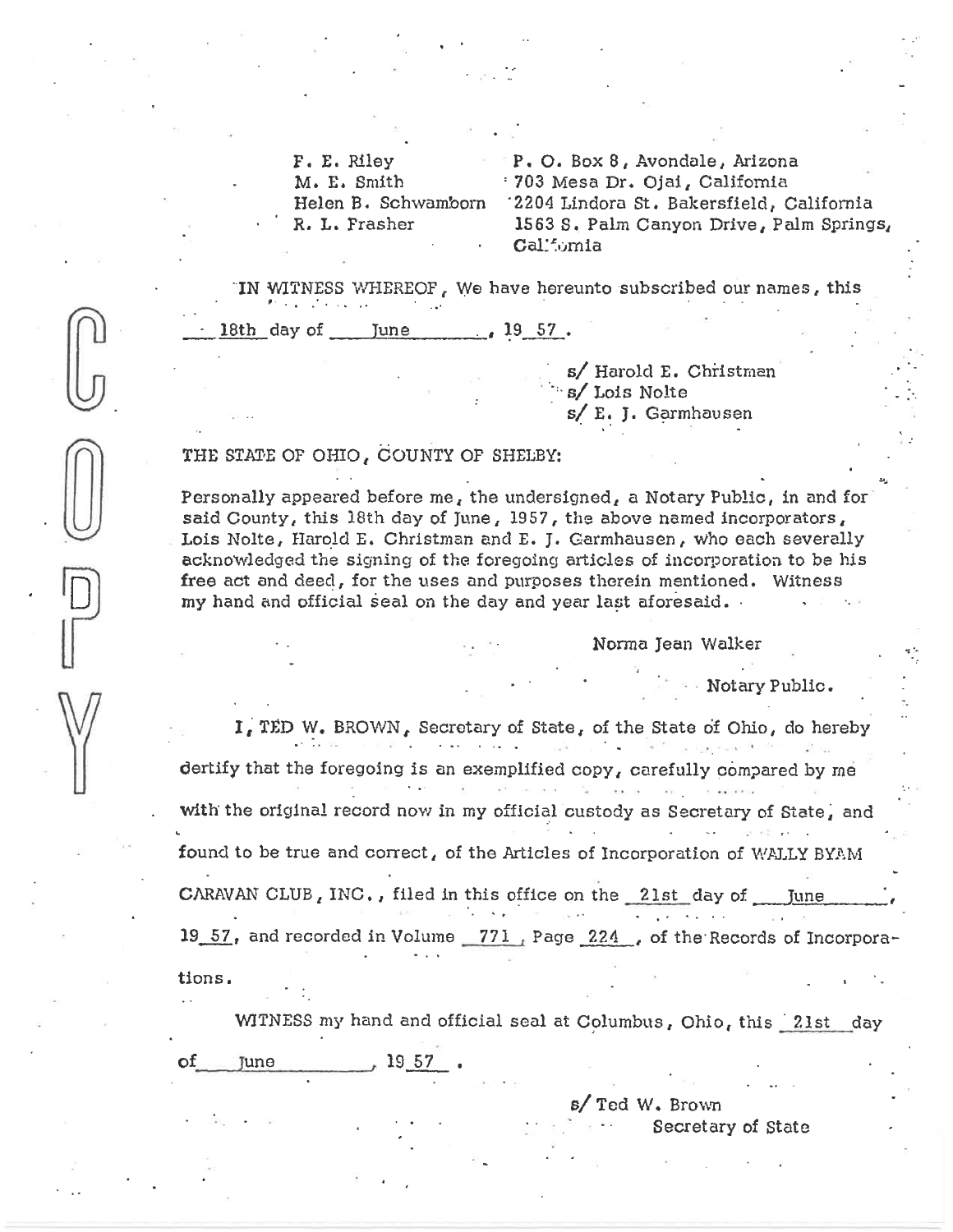| | |
|---|---|
| F. E. Riley | P. O. Box 8, Avondale, Arizona |
| M. E. Smith | 703 Mesa Dr. Ojai, California |
| Helen B. Schwamborn | 2204 Lindora St. Bakersfield, California |
| R. L. Frasher | 1563 S. Palm Canyon Drive, Palm Springs, California |

IN WITNESS WHEREOF, We have hereunto subscribed our names, this 18th day of June, 19 57.

s/ Harold E. Christman
s/ Lois Nolte
s/ E. J. Garmhausen

THE STATE OF OHIO, COUNTY OF SHELBY:

Personally appeared before me, the undersigned, a Notary Public, in and for said County, this 18th day of June, 1957, the above named incorporators, Lois Nolte, Harold E. Christman and E. J. Garmhausen, who each severally acknowledged the signing of the foregoing articles of incorporation to be his free act and deed, for the uses and purposes therein mentioned. Witness my hand and official seal on the day and year last aforesaid.

Norma Jean Walker

Notary Public.

I, TED W. BROWN, Secretary of State, of the State of Ohio, do hereby certify that the foregoing is an exemplified copy, carefully compared by me with the original record now in my official custody as Secretary of State, and found to be true and correct, of the Articles of Incorporation of WALLY BYAM CARAVAN CLUB, INC., filed in this office on the 21st day of June, 19 57, and recorded in Volume 771, Page 224, of the Records of Incorporations.

WITNESS my hand and official seal at Columbus, Ohio, this 21st day of June, 19 57.

s/ Ted W. Brown
Secretary of State

COPY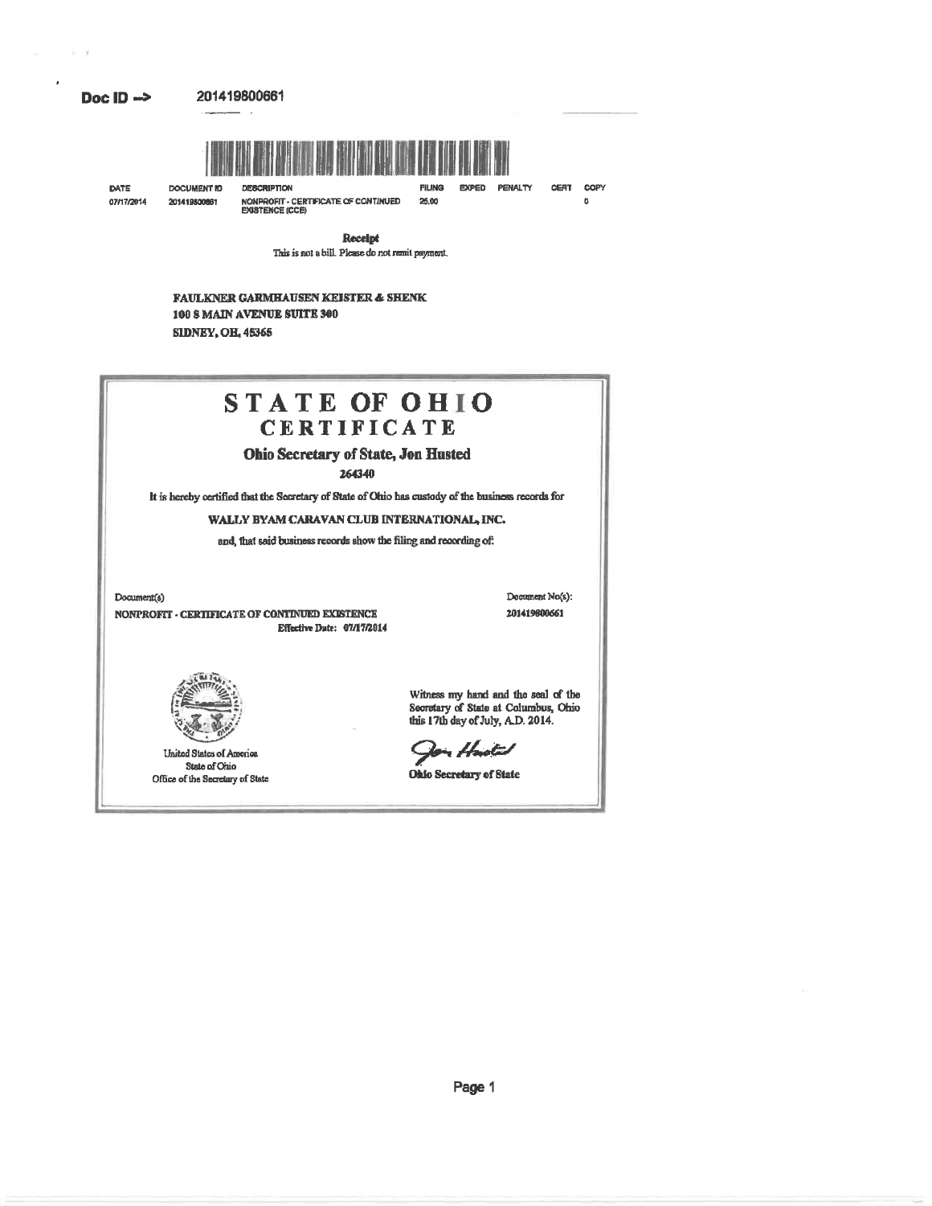**Doc ID -->** 201419800661

| DATE | DOCUMENT ID | DESCRIPTION | FILING | EXPED | PENALTY | CERT | COPY |
| --- | --- | --- | --- | --- | --- | --- | --- |
| 07/17/2014 | 201419800661 | NONPROFIT - CERTIFICATE OF CONTINUED EXISTENCE (CCE) | 25.00 | | | | 0 |

**Receipt**

This is not a bill. Please do not remit payment.

**FAULKNER GARMHAUSEN KEISTER & SHENK**
**100 S MAIN AVENUE SUITE 300**
**SIDNEY, OH, 45365**

# STATE OF OHIO
## CERTIFICATE

### Ohio Secretary of State, Jon Husted

**264340**

It is hereby certified that the Secretary of State of Ohio has custody of the business records for

**WALLY BYAM CARAVAN CLUB INTERNATIONAL, INC.**

and, that said business records show the filing and recording of:

| Document(s) | Document No(s): |
| --- | --- |
| **NONPROFIT - CERTIFICATE OF CONTINUED EXISTENCE** Effective Date: 07/17/2014 | 201419800661 |

United States of America
State of Ohio
Office of the Secretary of State

Witness my hand and the seal of the Secretary of State at Columbus, Ohio this 17th day of July, A.D. 2014.

*Jon Husted*

**Ohio Secretary of State**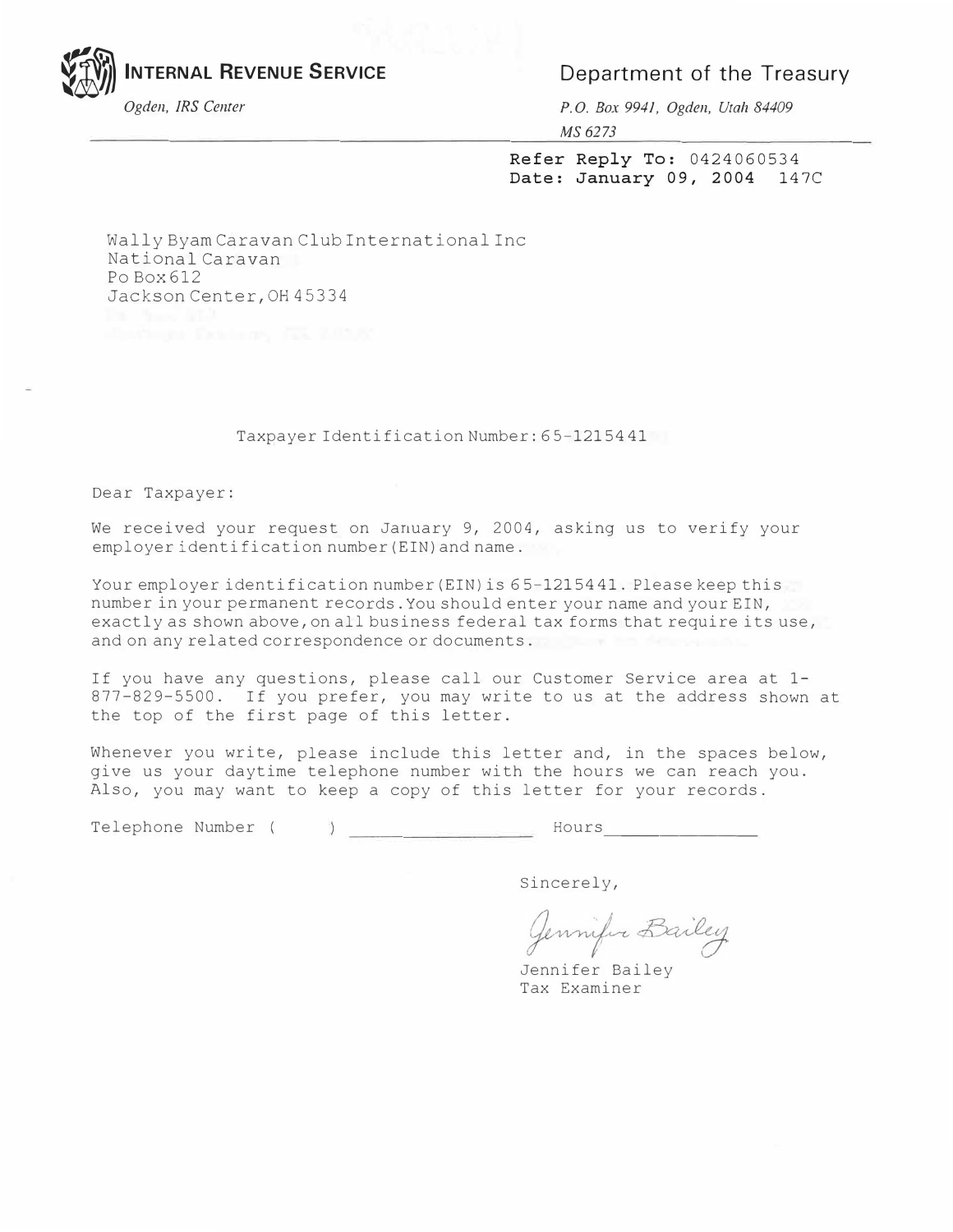**INTERNAL REVENUE SERVICE**

*Ogden, IRS Center*

Department of the Treasury

*P.O. Box 9941, Ogden, Utah 84409*

*MS 6273*

**Refer Reply To:** 0424060534
**Date: January 09, 2004** 147C

Wally Byam Caravan Club International Inc
National Caravan
Po Box 612
Jackson Center, OH 45334

Taxpayer Identification Number: 65-1215441

Dear Taxpayer:

We received your request on January 9, 2004, asking us to verify your employer identification number (EIN) and name.

Your employer identification number (EIN) is 65-1215441. Please keep this number in your permanent records. You should enter your name and your EIN, exactly as shown above, on all business federal tax forms that require its use, and on any related correspondence or documents.

If you have any questions, please call our Customer Service area at 1-877-829-5500. If you prefer, you may write to us at the address shown at the top of the first page of this letter.

Whenever you write, please include this letter and, in the spaces below, give us your daytime telephone number with the hours we can reach you. Also, you may want to keep a copy of this letter for your records.

Telephone Number (     ) ________________ Hours ______________

Sincerely,

Jennifer Bailey

Jennifer Bailey
Tax Examiner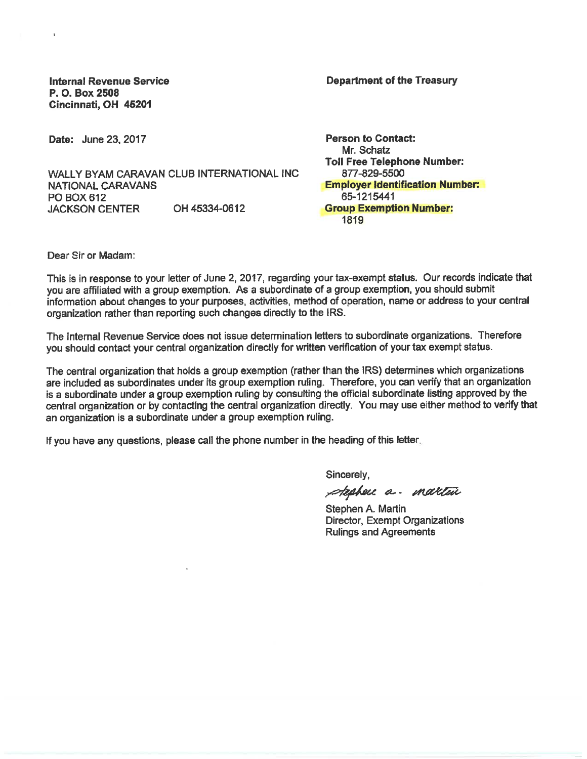**Internal Revenue Service**
**P. O. Box 2508**
**Cincinnati, OH 45201**

**Department of the Treasury**

**Date:** June 23, 2017

WALLY BYAM CARAVAN CLUB INTERNATIONAL INC
NATIONAL CARAVANS
PO BOX 612
JACKSON CENTER OH 45334-0612

**Person to Contact:**
Mr. Schatz
**Toll Free Telephone Number:**
877-829-5500
**Employer Identification Number:**
65-1215441
**Group Exemption Number:**
1819

Dear Sir or Madam:

This is in response to your letter of June 2, 2017, regarding your tax-exempt status. Our records indicate that you are affiliated with a group exemption. As a subordinate of a group exemption, you should submit information about changes to your purposes, activities, method of operation, name or address to your central organization rather than reporting such changes directly to the IRS.

The Internal Revenue Service does not issue determination letters to subordinate organizations. Therefore you should contact your central organization directly for written verification of your tax exempt status.

The central organization that holds a group exemption (rather than the IRS) determines which organizations are included as subordinates under its group exemption ruling. Therefore, you can verify that an organization is a subordinate under a group exemption ruling by consulting the official subordinate listing approved by the central organization or by contacting the central organization directly. You may use either method to verify that an organization is a subordinate under a group exemption ruling.

If you have any questions, please call the phone number in the heading of this letter.

Sincerely,

Stephen A. Martin
Director, Exempt Organizations
Rulings and Agreements